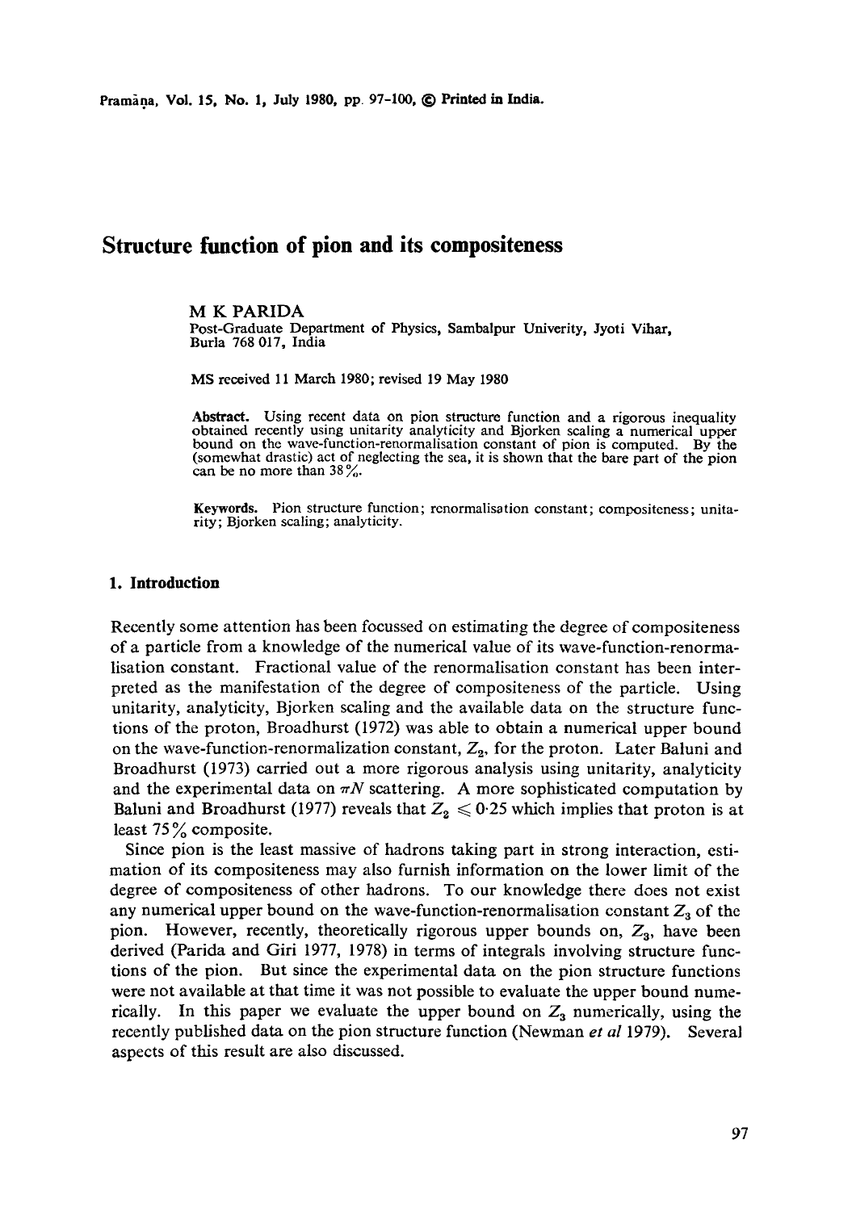# Structure function of pion and its compositeness

M K PARIDA

Post-Graduate Department of Physics, Sambalpur Univerity, Jyoti Vihar, Burla 768 017, India

MS received 11 March 1980; revised 19 May 1980

**Abstract.** Using recent data on pion structure function and a rigorous inequality obtained recently using unitarity analyticity and Bjorken scaling a numerical upper bound on the wave-function-renormalisation constant of pion is computed. By the (somewhat drastic) act of neglecting the sea, it is shown that the bare part of the pion can be no more than 38%.

**Keywords.** Pion structure function; renormalisation constant; compositeness; unitarity; Bjorken scaling; analyticity.

## 1. Introduction

Recently some attention has been focussed on estimating the degree of compositeness of a particle from a knowledge of the numerical value of its wave-function-renormalisation constant. Fractional value of the renormalisation constant has been interpreted as the manifestation of the degree of compositeness of the particle. Using unitarity, analyticity, Bjorken scaling and the available data on the structure functions of the proton, Broadhurst (1972) was able to obtain a numerical upper bound on the wave-function-renormalization constant, $Z_2$, for the proton. Later Baluni and Broadhurst (1973) carried out a more rigorous analysis using unitarity, analyticity and the experimental data on $\pi N$ scattering. A more sophisticated computation by Baluni and Broadhurst (1977) reveals that $Z_2 \leqslant 0{\cdot}25$ which implies that proton is at least 75% composite.

Since pion is the least massive of hadrons taking part in strong interaction, estimation of its compositeness may also furnish information on the lower limit of the degree of compositeness of other hadrons. To our knowledge there does not exist any numerical upper bound on the wave-function-renormalisation constant $Z_3$ of the pion. However, recently, theoretically rigorous upper bounds on, $Z_3$, have been derived (Parida and Giri 1977, 1978) in terms of integrals involving structure functions of the pion. But since the experimental data on the pion structure functions were not available at that time it was not possible to evaluate the upper bound numerically. In this paper we evaluate the upper bound on $Z_3$ numerically, using the recently published data on the pion structure function (Newman *et al* 1979). Several aspects of this result are also discussed.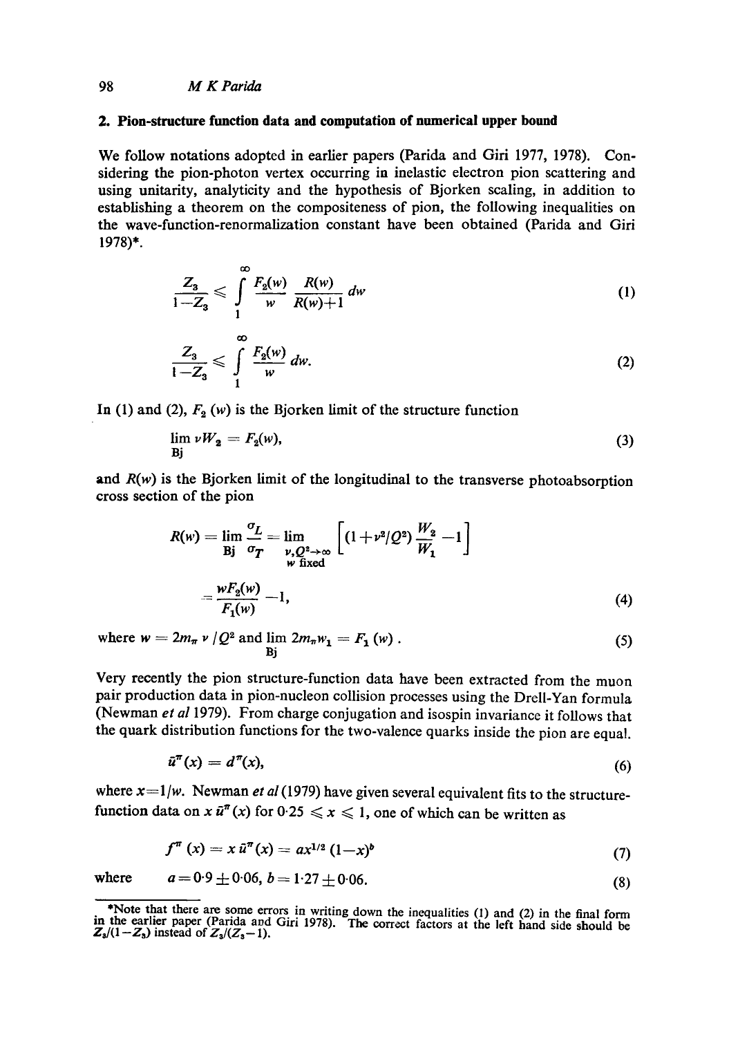## 2. Pion-structure function data and computation of numerical upper bound

We follow notations adopted in earlier papers (Parida and Giri 1977, 1978). Considering the pion-photon vertex occurring in inelastic electron pion scattering and using unitarity, analyticity and the hypothesis of Bjorken scaling, in addition to establishing a theorem on the compositeness of pion, the following inequalities on the wave-function-renormalization constant have been obtained (Parida and Giri 1978)*.

$$\frac{Z_3}{1-Z_3} \leqslant \int_1^\infty \frac{F_2(w)}{w} \frac{R(w)}{R(w)+1} dw \tag{1}$$

$$\frac{Z_3}{1-Z_3} \leqslant \int_1^\infty \frac{F_2(w)}{w} dw. \tag{2}$$

In (1) and (2), $F_2(w)$ is the Bjorken limit of the structure function

$$\lim_{\text{Bj}} \nu W_2 = F_2(w), \tag{3}$$

and $R(w)$ is the Bjorken limit of the longitudinal to the transverse photoabsorption cross section of the pion

$$R(w) = \lim_{\text{Bj}} \frac{\sigma_L}{\sigma_T} = \lim_{\substack{\nu, Q^2 \to \infty \\ w \text{ fixed}}} \left[ (1+\nu^2/Q^2) \frac{W_2}{W_1} - 1 \right]$$

$$= \frac{wF_2(w)}{F_1(w)} - 1, \tag{4}$$

where $w = 2m_\pi \nu / Q^2$ and $\lim_{\text{Bj}} 2m_\pi W_1 = F_1(w)$. (5)

Very recently the pion structure-function data have been extracted from the muon pair production data in pion-nucleon collision processes using the Drell-Yan formula (Newman *et al* 1979). From charge conjugation and isospin invariance it follows that the quark distribution functions for the two-valence quarks inside the pion are equal.

$$\bar{u}^\pi(x) = d^\pi(x), \tag{6}$$

where $x = 1/w$. Newman *et al* (1979) have given several equivalent fits to the structure-function data on $x\,\bar{u}^\pi(x)$ for $0{\cdot}25 \leqslant x \leqslant 1$, one of which can be written as

$$f^\pi(x) = x\,\bar{u}^\pi(x) = ax^{1/2}(1-x)^b \tag{7}$$

where $\quad a = 0{\cdot}9 \pm 0{\cdot}06,\ b = 1{\cdot}27 \pm 0{\cdot}06.$ (8)

---

*Note that there are some errors in writing down the inequalities (1) and (2) in the final form in the earlier paper (Parida and Giri 1978). The correct factors at the left hand side should be $Z_3/(1-Z_3)$ instead of $Z_3/(Z_3-1)$.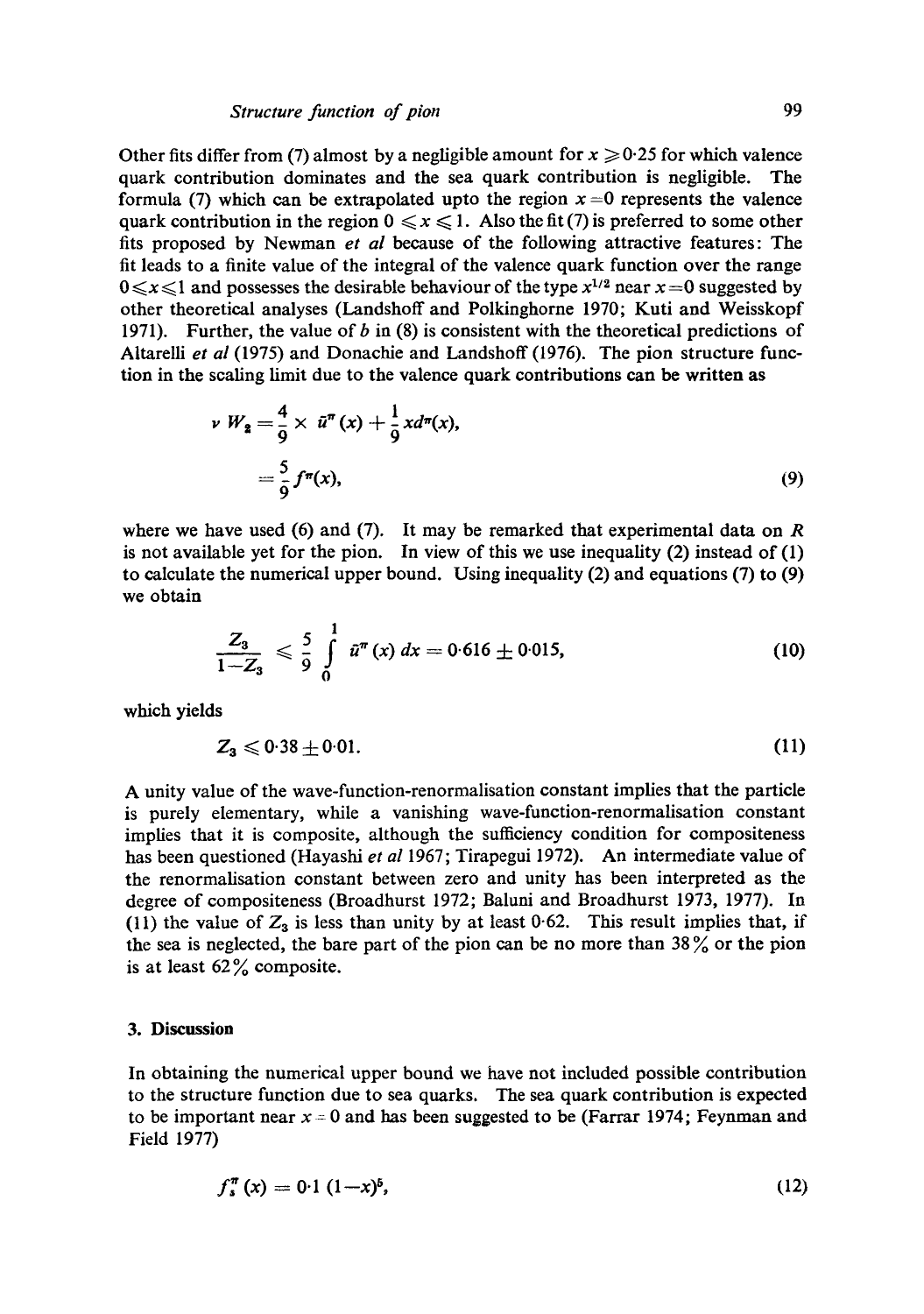Other fits differ from (7) almost by a negligible amount for $x \geqslant 0{\cdot}25$ for which valence quark contribution dominates and the sea quark contribution is negligible. The formula (7) which can be extrapolated upto the region $x = 0$ represents the valence quark contribution in the region $0 \leqslant x \leqslant 1$. Also the fit (7) is preferred to some other fits proposed by Newman *et al* because of the following attractive features: The fit leads to a finite value of the integral of the valence quark function over the range $0 \leqslant x \leqslant 1$ and possesses the desirable behaviour of the type $x^{1/2}$ near $x = 0$ suggested by other theoretical analyses (Landshoff and Polkinghorne 1970; Kuti and Weisskopf 1971). Further, the value of $b$ in (8) is consistent with the theoretical predictions of Altarelli *et al* (1975) and Donachie and Landshoff (1976). The pion structure function in the scaling limit due to the valence quark contributions can be written as

$$
\begin{aligned}
\nu W_2 &= \frac{4}{9} \times \bar{u}^{\pi}(x) + \frac{1}{9} x d^{\pi}(x), \\
&= \frac{5}{9} f^{\pi}(x),
\end{aligned}
\tag{9}
$$

where we have used (6) and (7). It may be remarked that experimental data on $R$ is not available yet for the pion. In view of this we use inequality (2) instead of (1) to calculate the numerical upper bound. Using inequality (2) and equations (7) to (9) we obtain

$$
\frac{Z_3}{1 - Z_3} \leqslant \frac{5}{9} \int_0^1 \bar{u}^{\pi}(x)\, dx = 0{\cdot}616 \pm 0{\cdot}015, \tag{10}
$$

which yields

$$
Z_3 \leqslant 0{\cdot}38 \pm 0{\cdot}01. \tag{11}
$$

A unity value of the wave-function-renormalisation constant implies that the particle is purely elementary, while a vanishing wave-function-renormalisation constant implies that it is composite, although the sufficiency condition for compositeness has been questioned (Hayashi *et al* 1967; Tirapegui 1972). An intermediate value of the renormalisation constant between zero and unity has been interpreted as the degree of compositeness (Broadhurst 1972; Baluni and Broadhurst 1973, 1977). In (11) the value of $Z_3$ is less than unity by at least 0·62. This result implies that, if the sea is neglected, the bare part of the pion can be no more than 38% or the pion is at least 62% composite.

## 3. Discussion

In obtaining the numerical upper bound we have not included possible contribution to the structure function due to sea quarks. The sea quark contribution is expected to be important near $x = 0$ and has been suggested to be (Farrar 1974; Feynman and Field 1977)

$$
f_s^{\pi}(x) = 0{\cdot}1\,(1 - x)^5, \tag{12}
$$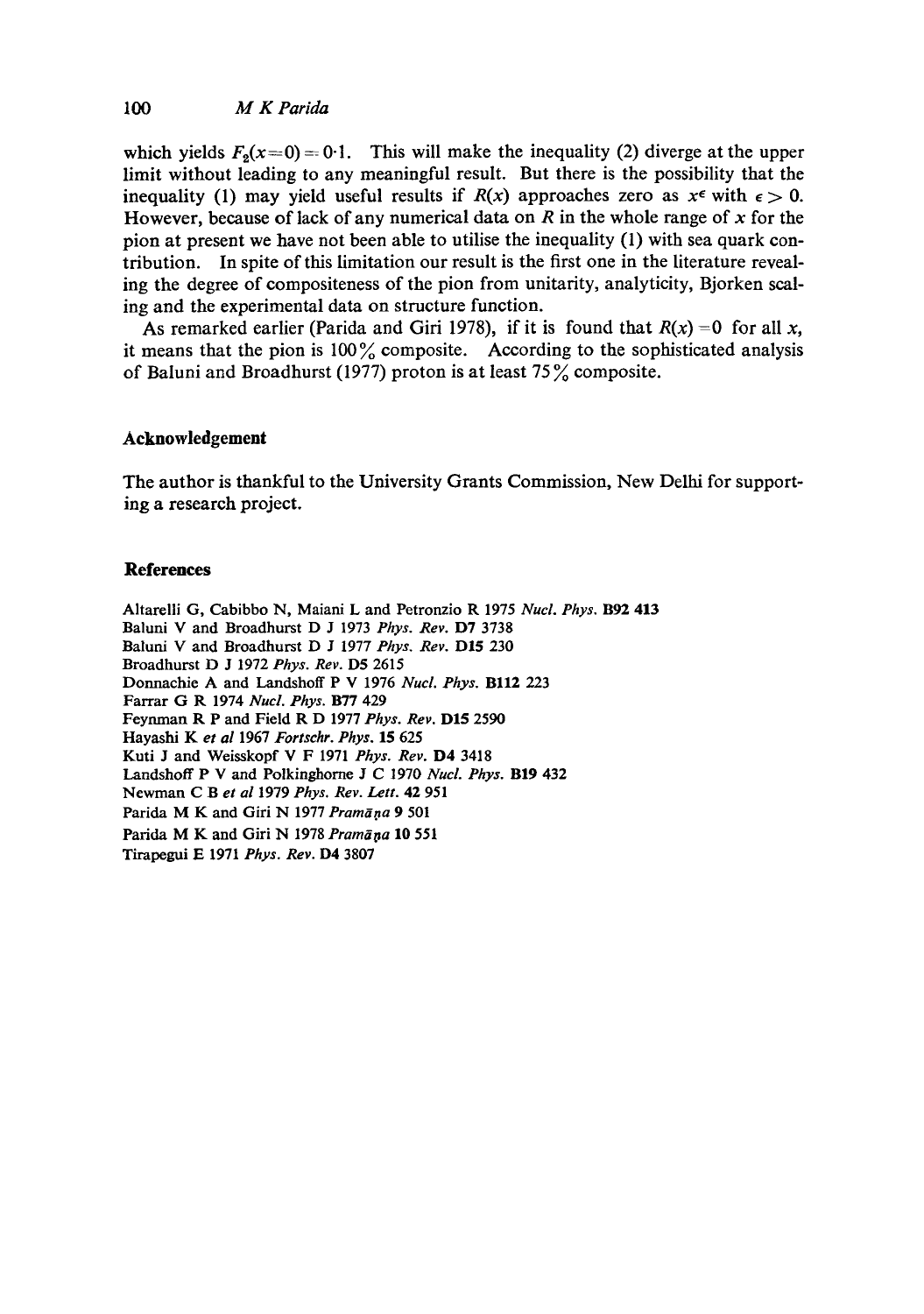which yields $F_2(x=0) = 0 \cdot 1$. This will make the inequality (2) diverge at the upper limit without leading to any meaningful result. But there is the possibility that the inequality (1) may yield useful results if $R(x)$ approaches zero as $x^\epsilon$ with $\epsilon > 0$. However, because of lack of any numerical data on $R$ in the whole range of $x$ for the pion at present we have not been able to utilise the inequality (1) with sea quark contribution. In spite of this limitation our result is the first one in the literature revealing the degree of compositeness of the pion from unitarity, analyticity, Bjorken scaling and the experimental data on structure function.

As remarked earlier (Parida and Giri 1978), if it is found that $R(x) = 0$ for all $x$, it means that the pion is 100% composite. According to the sophisticated analysis of Baluni and Broadhurst (1977) proton is at least 75% composite.

## Acknowledgement

The author is thankful to the University Grants Commission, New Delhi for supporting a research project.

## References

Altarelli G, Cabibbo N, Maiani L and Petronzio R 1975 *Nucl. Phys.* **B92** **413**

Baluni V and Broadhurst D J 1973 *Phys. Rev.* **D7** 3738

Baluni V and Broadhurst D J 1977 *Phys. Rev.* **D15** 230

Broadhurst D J 1972 *Phys. Rev.* **D5** 2615

Donnachie A and Landshoff P V 1976 *Nucl. Phys.* **B112** 223

Farrar G R 1974 *Nucl. Phys.* **B77** 429

Feynman R P and Field R D 1977 *Phys. Rev.* **D15** 2590

Hayashi K *et al* 1967 *Fortschr. Phys.* **15** 625

Kuti J and Weisskopf V F 1971 *Phys. Rev.* **D4** 3418

Landshoff P V and Polkinghorne J C 1970 *Nucl. Phys.* **B19** 432

Newman C B *et al* 1979 *Phys. Rev. Lett.* **42** 951

Parida M K and Giri N 1977 *Pramāṇa* **9** 501

Parida M K and Giri N 1978 *Pramāṇa* **10** 551

Tirapegui E 1971 *Phys. Rev.* **D4** 3807